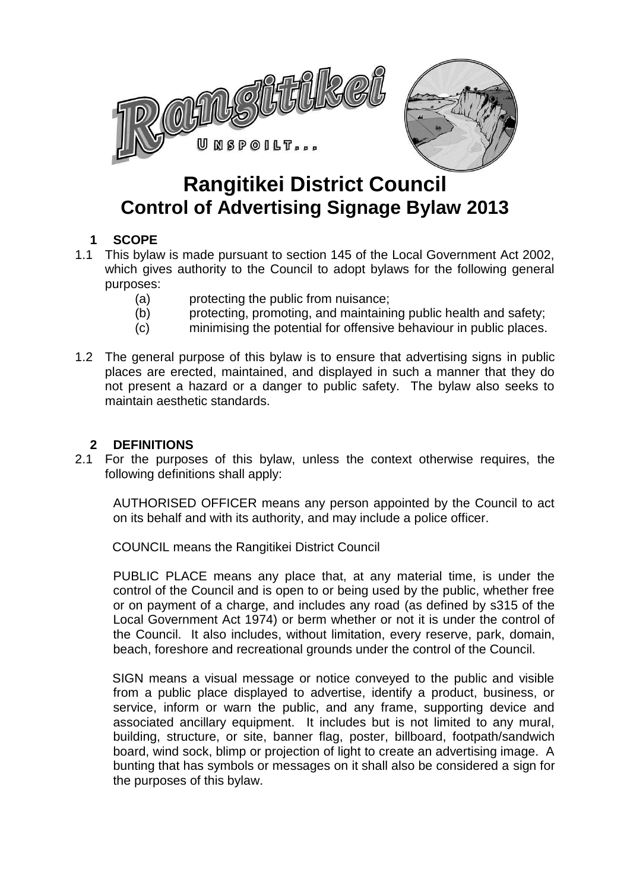# Rangitikei District Council
## Control of Advertising Signage Bylaw 2013

### 1 SCOPE

1.1 This bylaw is made pursuant to section 145 of the Local Government Act 2002, which gives authority to the Council to adopt bylaws for the following general purposes:

   (a) protecting the public from nuisance;
   (b) protecting, promoting, and maintaining public health and safety;
   (c) minimising the potential for offensive behaviour in public places.

1.2 The general purpose of this bylaw is to ensure that advertising signs in public places are erected, maintained, and displayed in such a manner that they do not present a hazard or a danger to public safety. The bylaw also seeks to maintain aesthetic standards.

### 2 DEFINITIONS

2.1 For the purposes of this bylaw, unless the context otherwise requires, the following definitions shall apply:

AUTHORISED OFFICER means any person appointed by the Council to act on its behalf and with its authority, and may include a police officer.

COUNCIL means the Rangitikei District Council

PUBLIC PLACE means any place that, at any material time, is under the control of the Council and is open to or being used by the public, whether free or on payment of a charge, and includes any road (as defined by s315 of the Local Government Act 1974) or berm whether or not it is under the control of the Council. It also includes, without limitation, every reserve, park, domain, beach, foreshore and recreational grounds under the control of the Council.

SIGN means a visual message or notice conveyed to the public and visible from a public place displayed to advertise, identify a product, business, or service, inform or warn the public, and any frame, supporting device and associated ancillary equipment. It includes but is not limited to any mural, building, structure, or site, banner flag, poster, billboard, footpath/sandwich board, wind sock, blimp or projection of light to create an advertising image. A bunting that has symbols or messages on it shall also be considered a sign for the purposes of this bylaw.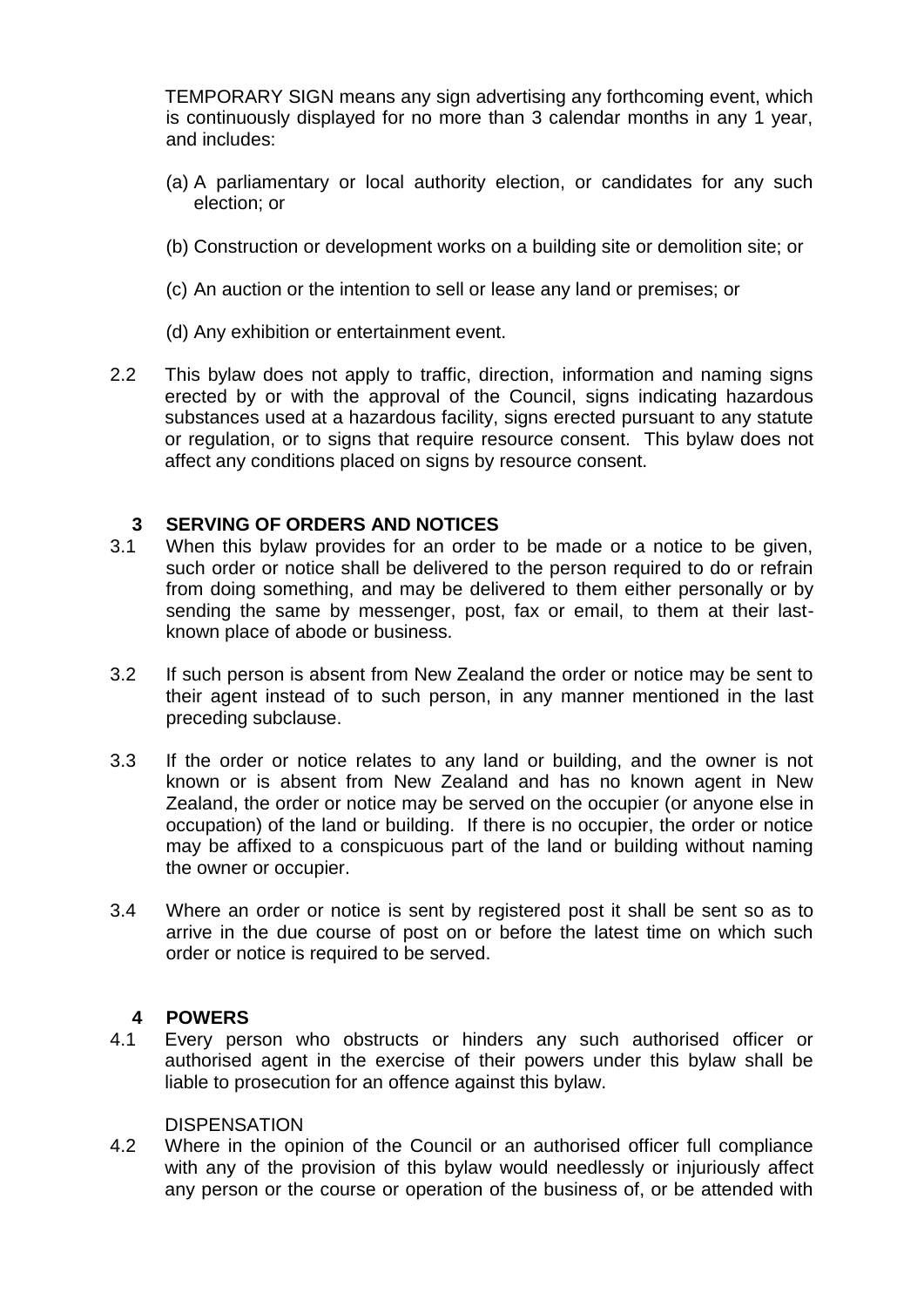TEMPORARY SIGN means any sign advertising any forthcoming event, which is continuously displayed for no more than 3 calendar months in any 1 year, and includes:

(a) A parliamentary or local authority election, or candidates for any such election; or

(b) Construction or development works on a building site or demolition site; or

(c) An auction or the intention to sell or lease any land or premises; or

(d) Any exhibition or entertainment event.

2.2 This bylaw does not apply to traffic, direction, information and naming signs erected by or with the approval of the Council, signs indicating hazardous substances used at a hazardous facility, signs erected pursuant to any statute or regulation, or to signs that require resource consent. This bylaw does not affect any conditions placed on signs by resource consent.

## 3 SERVING OF ORDERS AND NOTICES

3.1 When this bylaw provides for an order to be made or a notice to be given, such order or notice shall be delivered to the person required to do or refrain from doing something, and may be delivered to them either personally or by sending the same by messenger, post, fax or email, to them at their last-known place of abode or business.

3.2 If such person is absent from New Zealand the order or notice may be sent to their agent instead of to such person, in any manner mentioned in the last preceding subclause.

3.3 If the order or notice relates to any land or building, and the owner is not known or is absent from New Zealand and has no known agent in New Zealand, the order or notice may be served on the occupier (or anyone else in occupation) of the land or building. If there is no occupier, the order or notice may be affixed to a conspicuous part of the land or building without naming the owner or occupier.

3.4 Where an order or notice is sent by registered post it shall be sent so as to arrive in the due course of post on or before the latest time on which such order or notice is required to be served.

## 4 POWERS

4.1 Every person who obstructs or hinders any such authorised officer or authorised agent in the exercise of their powers under this bylaw shall be liable to prosecution for an offence against this bylaw.

DISPENSATION

4.2 Where in the opinion of the Council or an authorised officer full compliance with any of the provision of this bylaw would needlessly or injuriously affect any person or the course or operation of the business of, or be attended with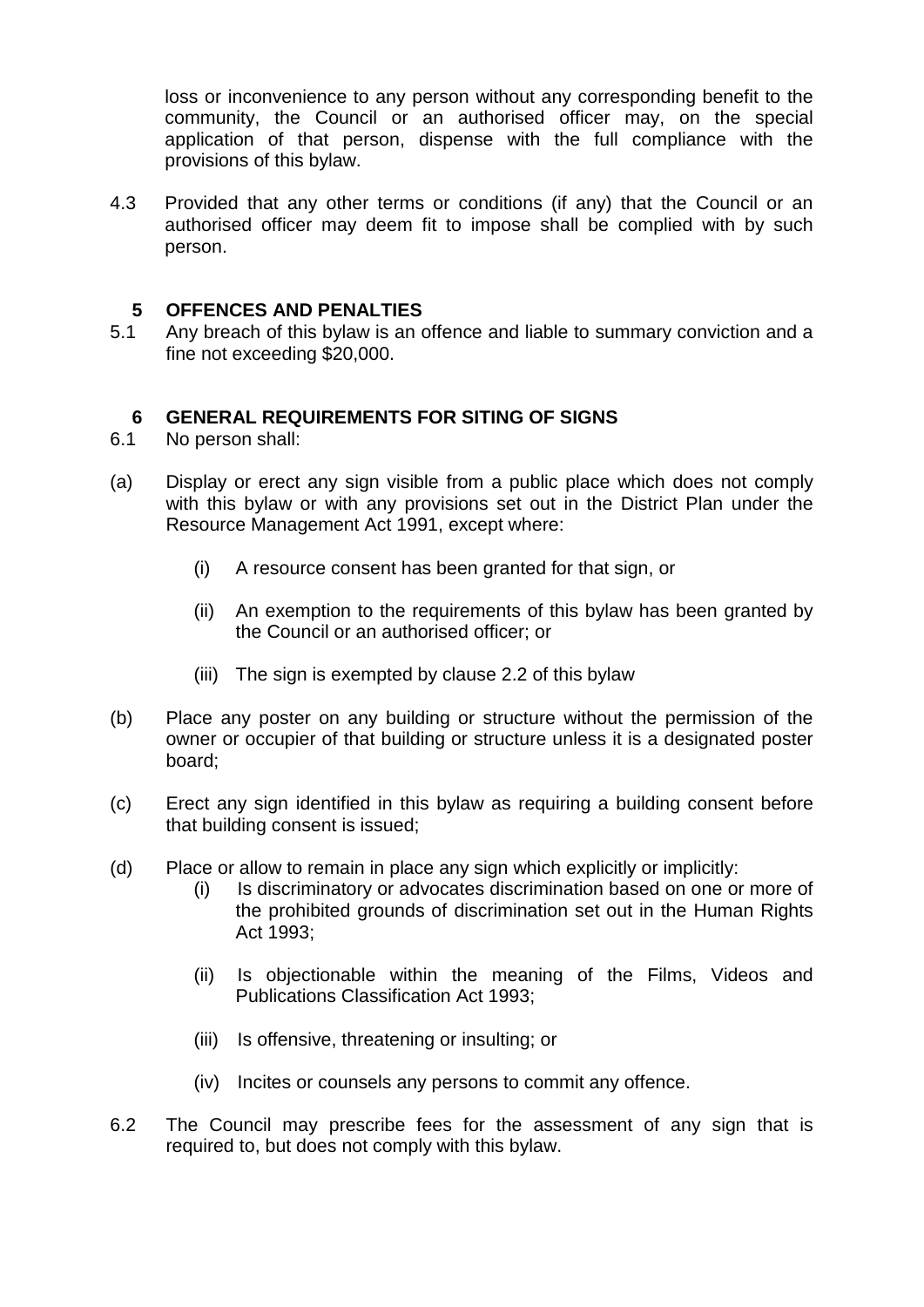loss or inconvenience to any person without any corresponding benefit to the community, the Council or an authorised officer may, on the special application of that person, dispense with the full compliance with the provisions of this bylaw.

4.3 Provided that any other terms or conditions (if any) that the Council or an authorised officer may deem fit to impose shall be complied with by such person.

## 5 OFFENCES AND PENALTIES

5.1 Any breach of this bylaw is an offence and liable to summary conviction and a fine not exceeding $20,000.

## 6 GENERAL REQUIREMENTS FOR SITING OF SIGNS

6.1 No person shall:

(a) Display or erect any sign visible from a public place which does not comply with this bylaw or with any provisions set out in the District Plan under the Resource Management Act 1991, except where:

- (i) A resource consent has been granted for that sign, or
- (ii) An exemption to the requirements of this bylaw has been granted by the Council or an authorised officer; or
- (iii) The sign is exempted by clause 2.2 of this bylaw

(b) Place any poster on any building or structure without the permission of the owner or occupier of that building or structure unless it is a designated poster board;

(c) Erect any sign identified in this bylaw as requiring a building consent before that building consent is issued;

(d) Place or allow to remain in place any sign which explicitly or implicitly:

- (i) Is discriminatory or advocates discrimination based on one or more of the prohibited grounds of discrimination set out in the Human Rights Act 1993;
- (ii) Is objectionable within the meaning of the Films, Videos and Publications Classification Act 1993;
- (iii) Is offensive, threatening or insulting; or
- (iv) Incites or counsels any persons to commit any offence.

6.2 The Council may prescribe fees for the assessment of any sign that is required to, but does not comply with this bylaw.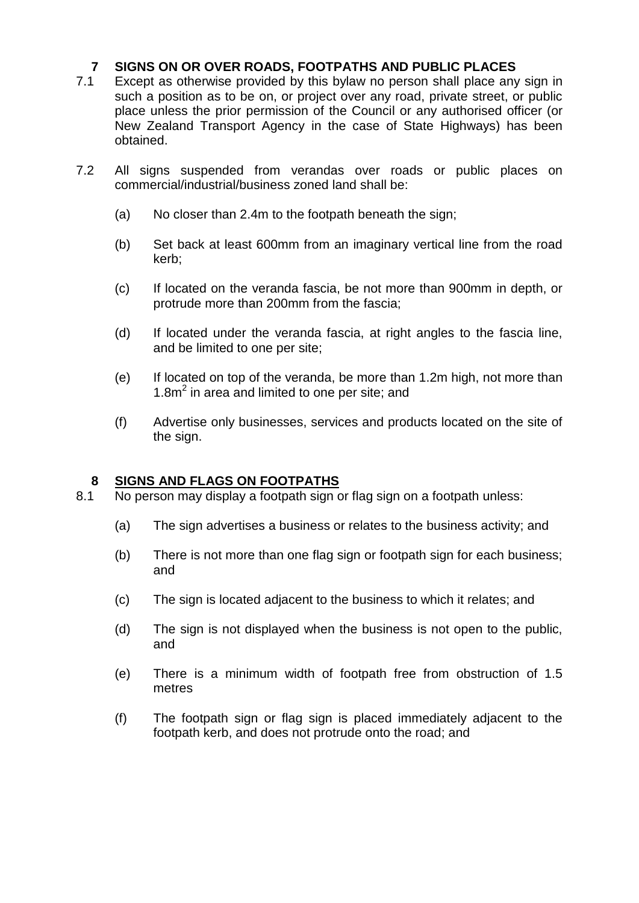## 7 SIGNS ON OR OVER ROADS, FOOTPATHS AND PUBLIC PLACES

7.1 Except as otherwise provided by this bylaw no person shall place any sign in such a position as to be on, or project over any road, private street, or public place unless the prior permission of the Council or any authorised officer (or New Zealand Transport Agency in the case of State Highways) has been obtained.

7.2 All signs suspended from verandas over roads or public places on commercial/industrial/business zoned land shall be:

- (a) No closer than 2.4m to the footpath beneath the sign;
- (b) Set back at least 600mm from an imaginary vertical line from the road kerb;
- (c) If located on the veranda fascia, be not more than 900mm in depth, or protrude more than 200mm from the fascia;
- (d) If located under the veranda fascia, at right angles to the fascia line, and be limited to one per site;
- (e) If located on top of the veranda, be more than 1.2m high, not more than 1.8m$^2$ in area and limited to one per site; and
- (f) Advertise only businesses, services and products located on the site of the sign.

## 8 <u>SIGNS AND FLAGS ON FOOTPATHS</u>

8.1 No person may display a footpath sign or flag sign on a footpath unless:

- (a) The sign advertises a business or relates to the business activity; and
- (b) There is not more than one flag sign or footpath sign for each business; and
- (c) The sign is located adjacent to the business to which it relates; and
- (d) The sign is not displayed when the business is not open to the public, and
- (e) There is a minimum width of footpath free from obstruction of 1.5 metres
- (f) The footpath sign or flag sign is placed immediately adjacent to the footpath kerb, and does not protrude onto the road; and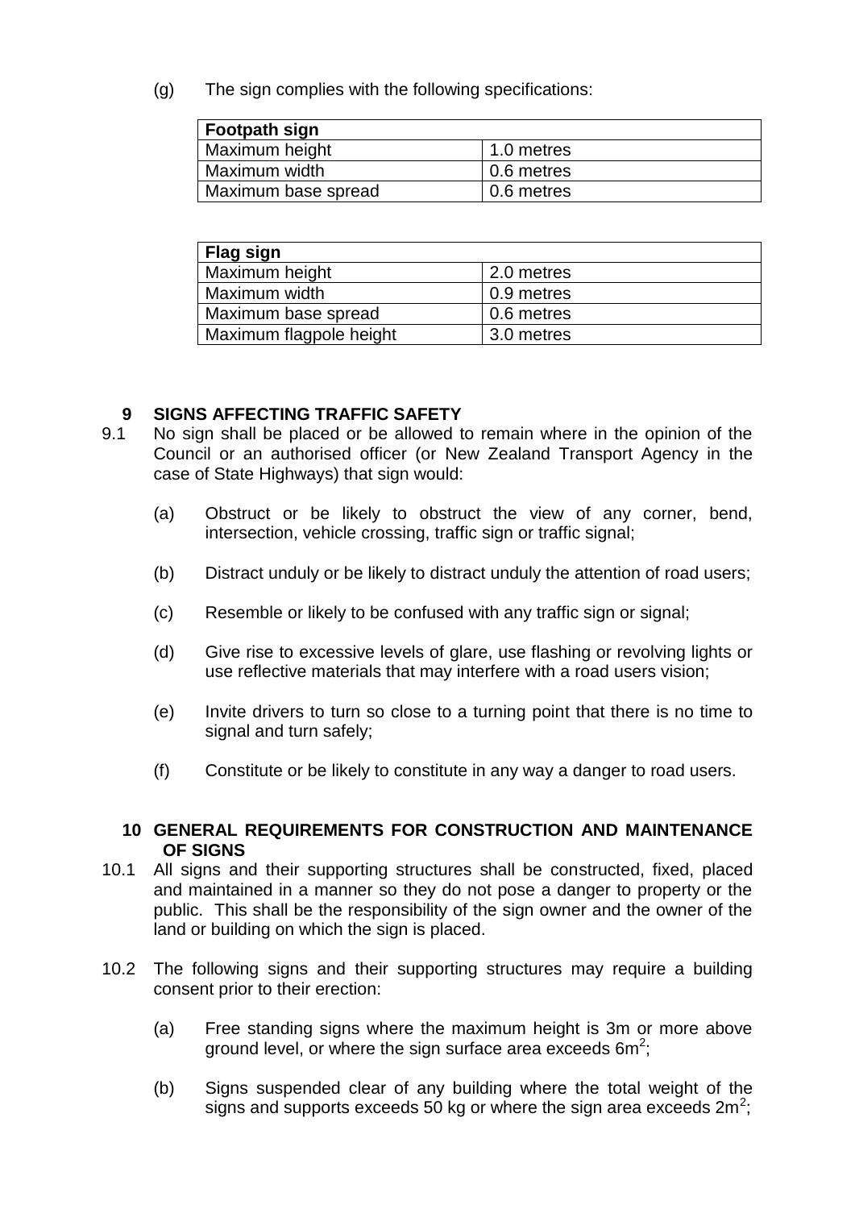(g) The sign complies with the following specifications:

| Footpath sign | |
|---|---|
| Maximum height | 1.0 metres |
| Maximum width | 0.6 metres |
| Maximum base spread | 0.6 metres |

| Flag sign | |
|---|---|
| Maximum height | 2.0 metres |
| Maximum width | 0.9 metres |
| Maximum base spread | 0.6 metres |
| Maximum flagpole height | 3.0 metres |

## 9 SIGNS AFFECTING TRAFFIC SAFETY

9.1 No sign shall be placed or be allowed to remain where in the opinion of the Council or an authorised officer (or New Zealand Transport Agency in the case of State Highways) that sign would:

(a) Obstruct or be likely to obstruct the view of any corner, bend, intersection, vehicle crossing, traffic sign or traffic signal;

(b) Distract unduly or be likely to distract unduly the attention of road users;

(c) Resemble or likely to be confused with any traffic sign or signal;

(d) Give rise to excessive levels of glare, use flashing or revolving lights or use reflective materials that may interfere with a road users vision;

(e) Invite drivers to turn so close to a turning point that there is no time to signal and turn safely;

(f) Constitute or be likely to constitute in any way a danger to road users.

## 10 GENERAL REQUIREMENTS FOR CONSTRUCTION AND MAINTENANCE OF SIGNS

10.1 All signs and their supporting structures shall be constructed, fixed, placed and maintained in a manner so they do not pose a danger to property or the public. This shall be the responsibility of the sign owner and the owner of the land or building on which the sign is placed.

10.2 The following signs and their supporting structures may require a building consent prior to their erection:

(a) Free standing signs where the maximum height is 3m or more above ground level, or where the sign surface area exceeds $6m^2$;

(b) Signs suspended clear of any building where the total weight of the signs and supports exceeds 50 kg or where the sign area exceeds $2m^2$;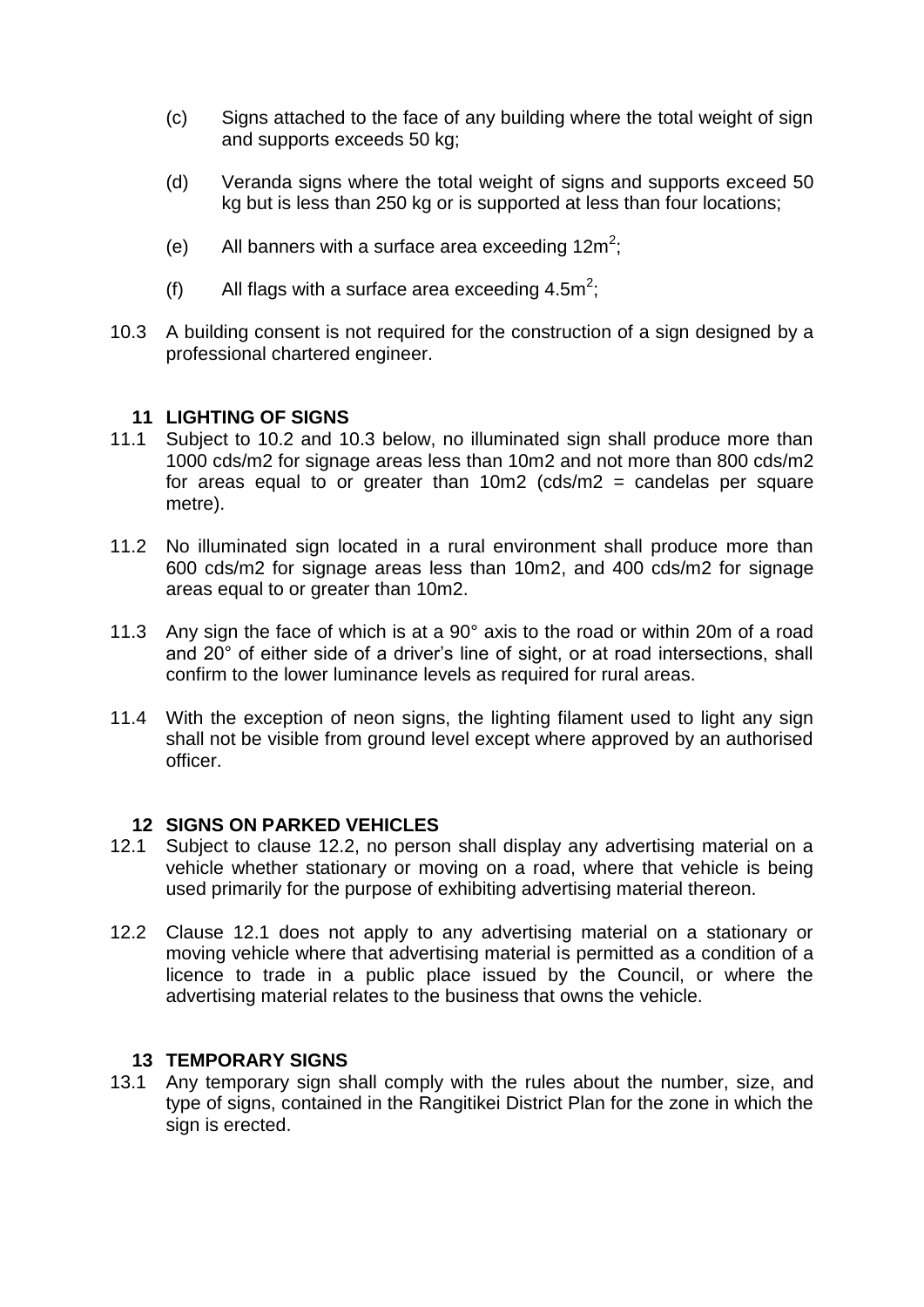(c) Signs attached to the face of any building where the total weight of sign and supports exceeds 50 kg;

(d) Veranda signs where the total weight of signs and supports exceed 50 kg but is less than 250 kg or is supported at less than four locations;

(e) All banners with a surface area exceeding $12m^2$;

(f) All flags with a surface area exceeding $4.5m^2$;

10.3 A building consent is not required for the construction of a sign designed by a professional chartered engineer.

## 11 LIGHTING OF SIGNS

11.1 Subject to 10.2 and 10.3 below, no illuminated sign shall produce more than 1000 cds/m2 for signage areas less than 10m2 and not more than 800 cds/m2 for areas equal to or greater than 10m2 (cds/m2 = candelas per square metre).

11.2 No illuminated sign located in a rural environment shall produce more than 600 cds/m2 for signage areas less than 10m2, and 400 cds/m2 for signage areas equal to or greater than 10m2.

11.3 Any sign the face of which is at a 90° axis to the road or within 20m of a road and 20° of either side of a driver's line of sight, or at road intersections, shall confirm to the lower luminance levels as required for rural areas.

11.4 With the exception of neon signs, the lighting filament used to light any sign shall not be visible from ground level except where approved by an authorised officer.

## 12 SIGNS ON PARKED VEHICLES

12.1 Subject to clause 12.2, no person shall display any advertising material on a vehicle whether stationary or moving on a road, where that vehicle is being used primarily for the purpose of exhibiting advertising material thereon.

12.2 Clause 12.1 does not apply to any advertising material on a stationary or moving vehicle where that advertising material is permitted as a condition of a licence to trade in a public place issued by the Council, or where the advertising material relates to the business that owns the vehicle.

## 13 TEMPORARY SIGNS

13.1 Any temporary sign shall comply with the rules about the number, size, and type of signs, contained in the Rangitikei District Plan for the zone in which the sign is erected.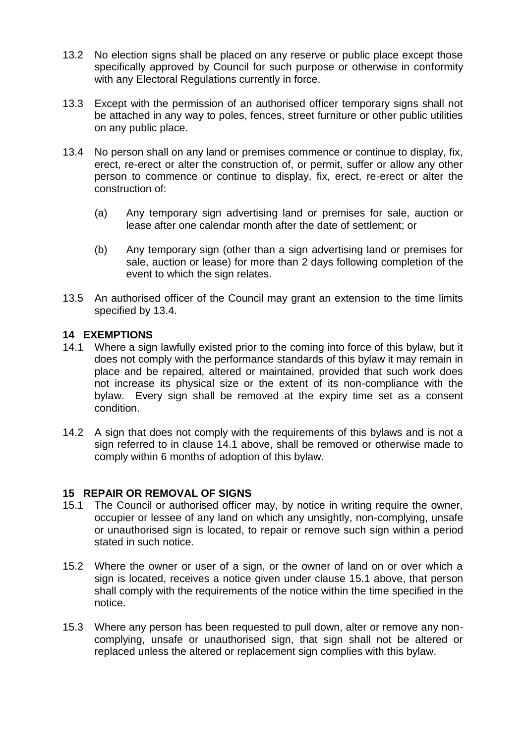13.2 No election signs shall be placed on any reserve or public place except those specifically approved by Council for such purpose or otherwise in conformity with any Electoral Regulations currently in force.

13.3 Except with the permission of an authorised officer temporary signs shall not be attached in any way to poles, fences, street furniture or other public utilities on any public place.

13.4 No person shall on any land or premises commence or continue to display, fix, erect, re-erect or alter the construction of, or permit, suffer or allow any other person to commence or continue to display, fix, erect, re-erect or alter the construction of:

(a) Any temporary sign advertising land or premises for sale, auction or lease after one calendar month after the date of settlement; or

(b) Any temporary sign (other than a sign advertising land or premises for sale, auction or lease) for more than 2 days following completion of the event to which the sign relates.

13.5 An authorised officer of the Council may grant an extension to the time limits specified by 13.4.

## 14 EXEMPTIONS

14.1 Where a sign lawfully existed prior to the coming into force of this bylaw, but it does not comply with the performance standards of this bylaw it may remain in place and be repaired, altered or maintained, provided that such work does not increase its physical size or the extent of its non-compliance with the bylaw. Every sign shall be removed at the expiry time set as a consent condition.

14.2 A sign that does not comply with the requirements of this bylaws and is not a sign referred to in clause 14.1 above, shall be removed or otherwise made to comply within 6 months of adoption of this bylaw.

## 15 REPAIR OR REMOVAL OF SIGNS

15.1 The Council or authorised officer may, by notice in writing require the owner, occupier or lessee of any land on which any unsightly, non-complying, unsafe or unauthorised sign is located, to repair or remove such sign within a period stated in such notice.

15.2 Where the owner or user of a sign, or the owner of land on or over which a sign is located, receives a notice given under clause 15.1 above, that person shall comply with the requirements of the notice within the time specified in the notice.

15.3 Where any person has been requested to pull down, alter or remove any non-complying, unsafe or unauthorised sign, that sign shall not be altered or replaced unless the altered or replacement sign complies with this bylaw.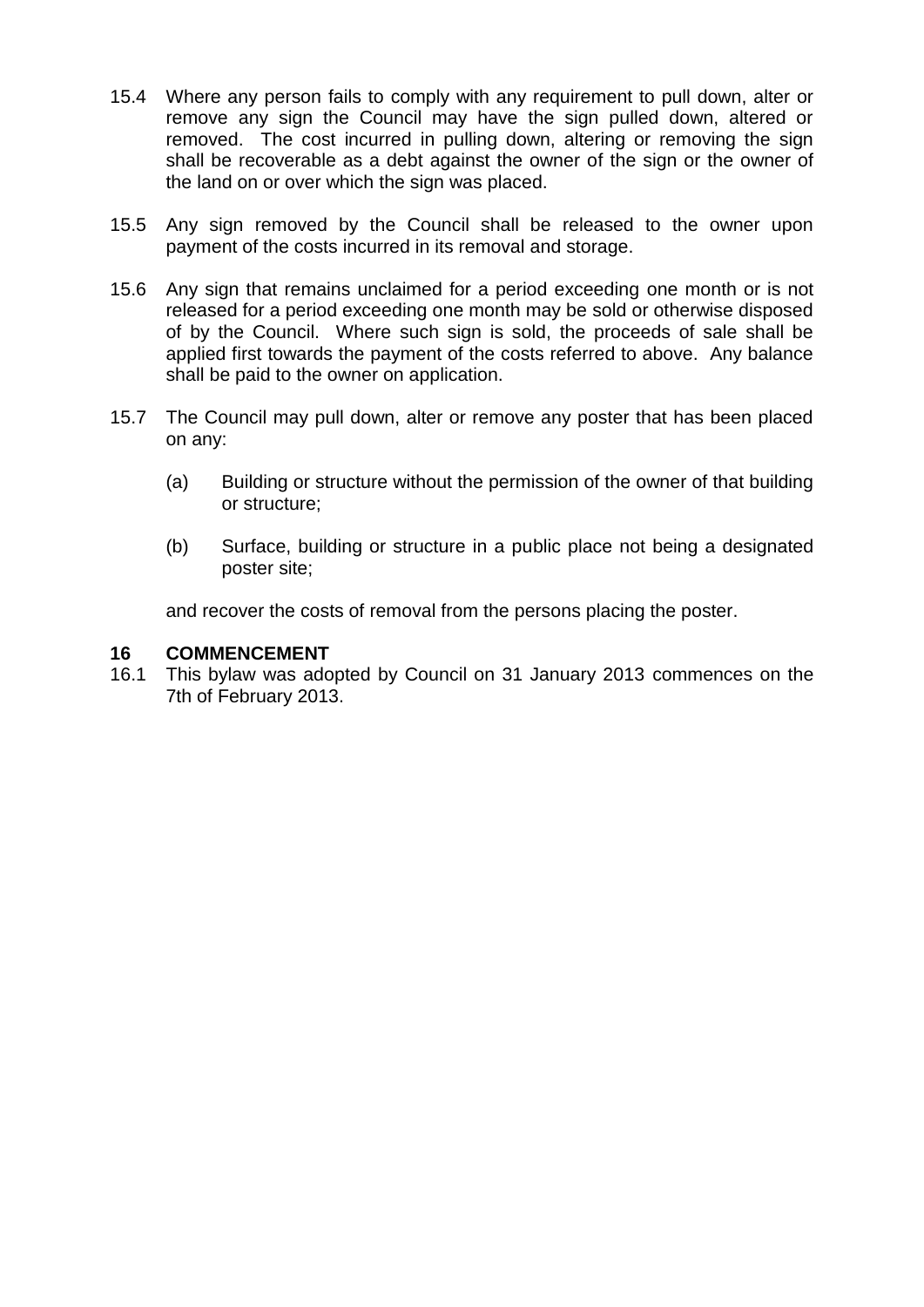15.4 Where any person fails to comply with any requirement to pull down, alter or remove any sign the Council may have the sign pulled down, altered or removed. The cost incurred in pulling down, altering or removing the sign shall be recoverable as a debt against the owner of the sign or the owner of the land on or over which the sign was placed.

15.5 Any sign removed by the Council shall be released to the owner upon payment of the costs incurred in its removal and storage.

15.6 Any sign that remains unclaimed for a period exceeding one month or is not released for a period exceeding one month may be sold or otherwise disposed of by the Council. Where such sign is sold, the proceeds of sale shall be applied first towards the payment of the costs referred to above. Any balance shall be paid to the owner on application.

15.7 The Council may pull down, alter or remove any poster that has been placed on any:

(a) Building or structure without the permission of the owner of that building or structure;

(b) Surface, building or structure in a public place not being a designated poster site;

and recover the costs of removal from the persons placing the poster.

## 16 COMMENCEMENT

16.1 This bylaw was adopted by Council on 31 January 2013 commences on the 7th of February 2013.